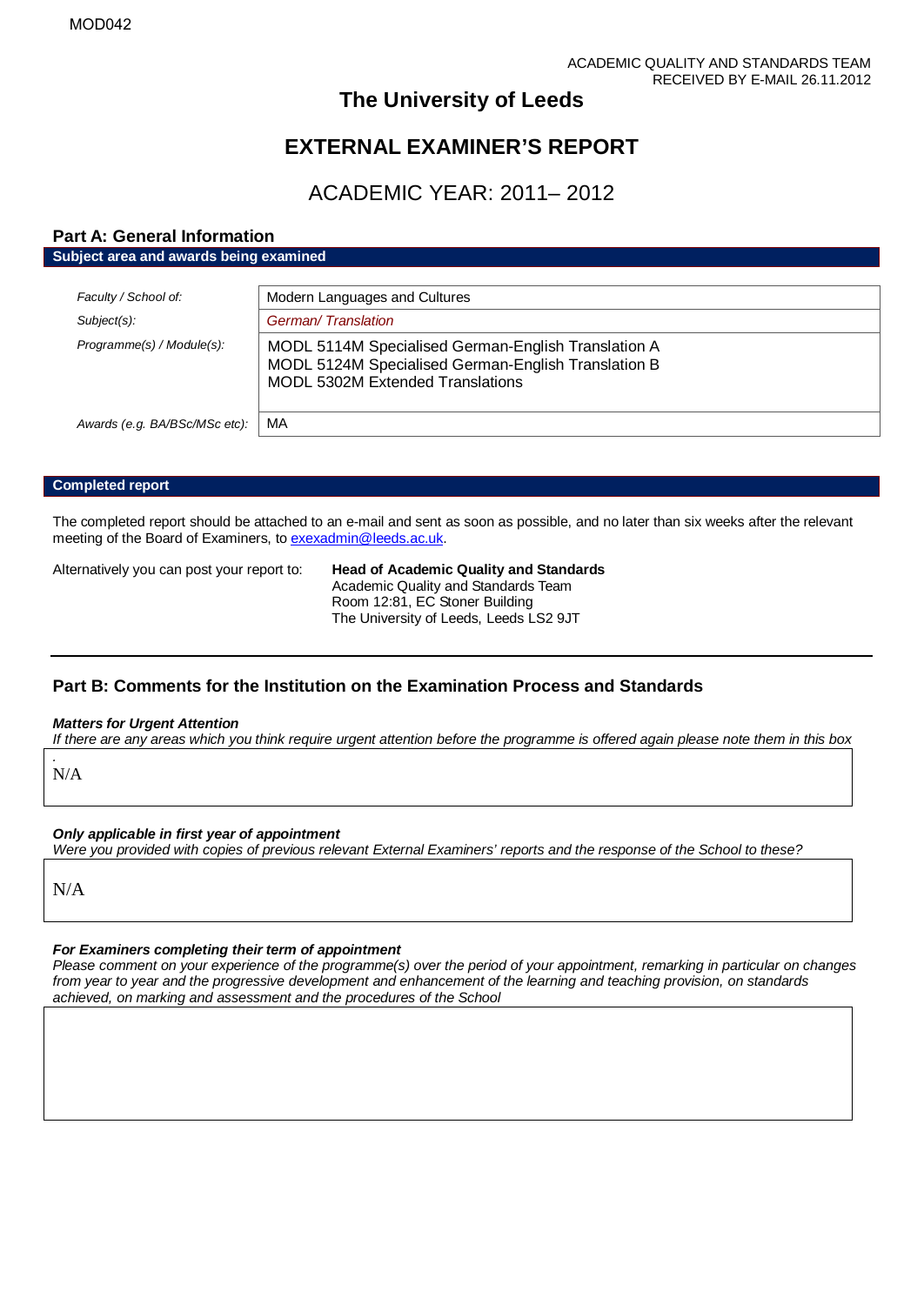MOD042

ACADEMIC QUALITY AND STANDARDS TEAM
RECEIVED BY E-MAIL 26.11.2012

# The University of Leeds

# EXTERNAL EXAMINER'S REPORT

## ACADEMIC YEAR: 2011– 2012

### Part A: General Information

**Subject area and awards being examined**

| | |
|---|---|
| *Faculty / School of:* | Modern Languages and Cultures |
| *Subject(s):* | *German/ Translation* |
| *Programme(s) / Module(s):* | MODL 5114M Specialised German-English Translation A<br>MODL 5124M Specialised German-English Translation B<br>MODL 5302M Extended Translations |
| *Awards (e.g. BA/BSc/MSc etc):* | MA |

**Completed report**

The completed report should be attached to an e-mail and sent as soon as possible, and no later than six weeks after the relevant meeting of the Board of Examiners, to exexadmin@leeds.ac.uk.

Alternatively you can post your report to: **Head of Academic Quality and Standards**
Academic Quality and Standards Team
Room 12:81, EC Stoner Building
The University of Leeds, Leeds LS2 9JT

### Part B: Comments for the Institution on the Examination Process and Standards

***Matters for Urgent Attention***

*If there are any areas which you think require urgent attention before the programme is offered again please note them in this box*

N/A

***Only applicable in first year of appointment***

*Were you provided with copies of previous relevant External Examiners' reports and the response of the School to these?*

N/A

***For Examiners completing their term of appointment***

*Please comment on your experience of the programme(s) over the period of your appointment, remarking in particular on changes from year to year and the progressive development and enhancement of the learning and teaching provision, on standards achieved, on marking and assessment and the procedures of the School*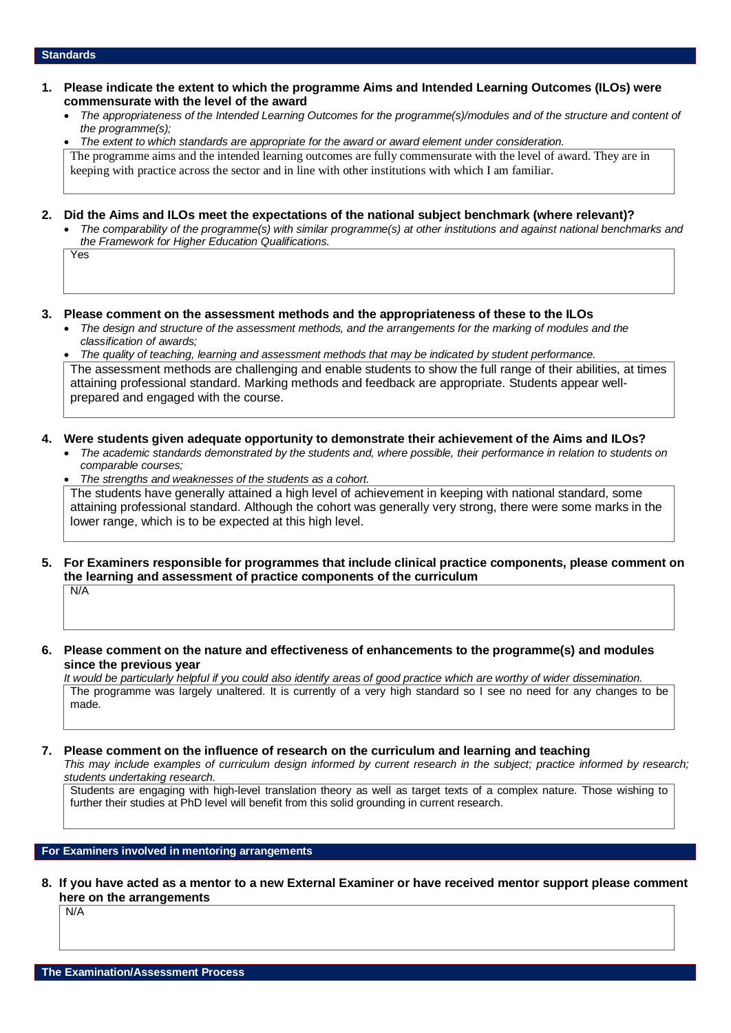## Standards

**1. Please indicate the extent to which the programme Aims and Intended Learning Outcomes (ILOs) were commensurate with the level of the award**

- *The appropriateness of the Intended Learning Outcomes for the programme(s)/modules and of the structure and content of the programme(s);*
- *The extent to which standards are appropriate for the award or award element under consideration.*

The programme aims and the intended learning outcomes are fully commensurate with the level of award. They are in keeping with practice across the sector and in line with other institutions with which I am familiar.

**2. Did the Aims and ILOs meet the expectations of the national subject benchmark (where relevant)?**

- *The comparability of the programme(s) with similar programme(s) at other institutions and against national benchmarks and the Framework for Higher Education Qualifications.*

Yes

**3. Please comment on the assessment methods and the appropriateness of these to the ILOs**

- *The design and structure of the assessment methods, and the arrangements for the marking of modules and the classification of awards;*
- *The quality of teaching, learning and assessment methods that may be indicated by student performance.*

The assessment methods are challenging and enable students to show the full range of their abilities, at times attaining professional standard. Marking methods and feedback are appropriate. Students appear well-prepared and engaged with the course.

**4. Were students given adequate opportunity to demonstrate their achievement of the Aims and ILOs?**

- *The academic standards demonstrated by the students and, where possible, their performance in relation to students on comparable courses;*
- *The strengths and weaknesses of the students as a cohort.*

The students have generally attained a high level of achievement in keeping with national standard, some attaining professional standard. Although the cohort was generally very strong, there were some marks in the lower range, which is to be expected at this high level.

**5. For Examiners responsible for programmes that include clinical practice components, please comment on the learning and assessment of practice components of the curriculum**

N/A

**6. Please comment on the nature and effectiveness of enhancements to the programme(s) and modules since the previous year**

*It would be particularly helpful if you could also identify areas of good practice which are worthy of wider dissemination.*

The programme was largely unaltered. It is currently of a very high standard so I see no need for any changes to be made.

**7. Please comment on the influence of research on the curriculum and learning and teaching**

*This may include examples of curriculum design informed by current research in the subject; practice informed by research; students undertaking research.*

Students are engaging with high-level translation theory as well as target texts of a complex nature. Those wishing to further their studies at PhD level will benefit from this solid grounding in current research.

## For Examiners involved in mentoring arrangements

**8. If you have acted as a mentor to a new External Examiner or have received mentor support please comment here on the arrangements**

N/A

## The Examination/Assessment Process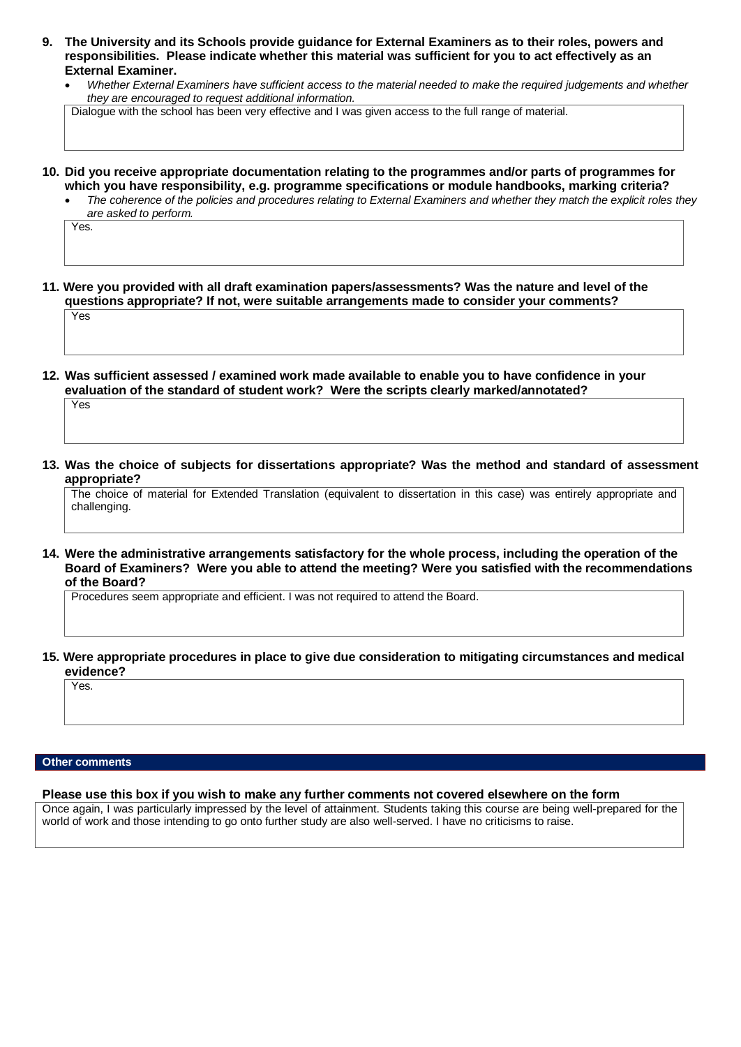**9. The University and its Schools provide guidance for External Examiners as to their roles, powers and responsibilities. Please indicate whether this material was sufficient for you to act effectively as an External Examiner.**

- *Whether External Examiners have sufficient access to the material needed to make the required judgements and whether they are encouraged to request additional information.*

Dialogue with the school has been very effective and I was given access to the full range of material.

**10. Did you receive appropriate documentation relating to the programmes and/or parts of programmes for which you have responsibility, e.g. programme specifications or module handbooks, marking criteria?**

- *The coherence of the policies and procedures relating to External Examiners and whether they match the explicit roles they are asked to perform.*

Yes.

**11. Were you provided with all draft examination papers/assessments? Was the nature and level of the questions appropriate? If not, were suitable arrangements made to consider your comments?**

Yes

**12. Was sufficient assessed / examined work made available to enable you to have confidence in your evaluation of the standard of student work? Were the scripts clearly marked/annotated?**

Yes

**13. Was the choice of subjects for dissertations appropriate? Was the method and standard of assessment appropriate?**

The choice of material for Extended Translation (equivalent to dissertation in this case) was entirely appropriate and challenging.

**14. Were the administrative arrangements satisfactory for the whole process, including the operation of the Board of Examiners? Were you able to attend the meeting? Were you satisfied with the recommendations of the Board?**

Procedures seem appropriate and efficient. I was not required to attend the Board.

**15. Were appropriate procedures in place to give due consideration to mitigating circumstances and medical evidence?**

Yes.

## Other comments

**Please use this box if you wish to make any further comments not covered elsewhere on the form**

Once again, I was particularly impressed by the level of attainment. Students taking this course are being well-prepared for the world of work and those intending to go onto further study are also well-served. I have no criticisms to raise.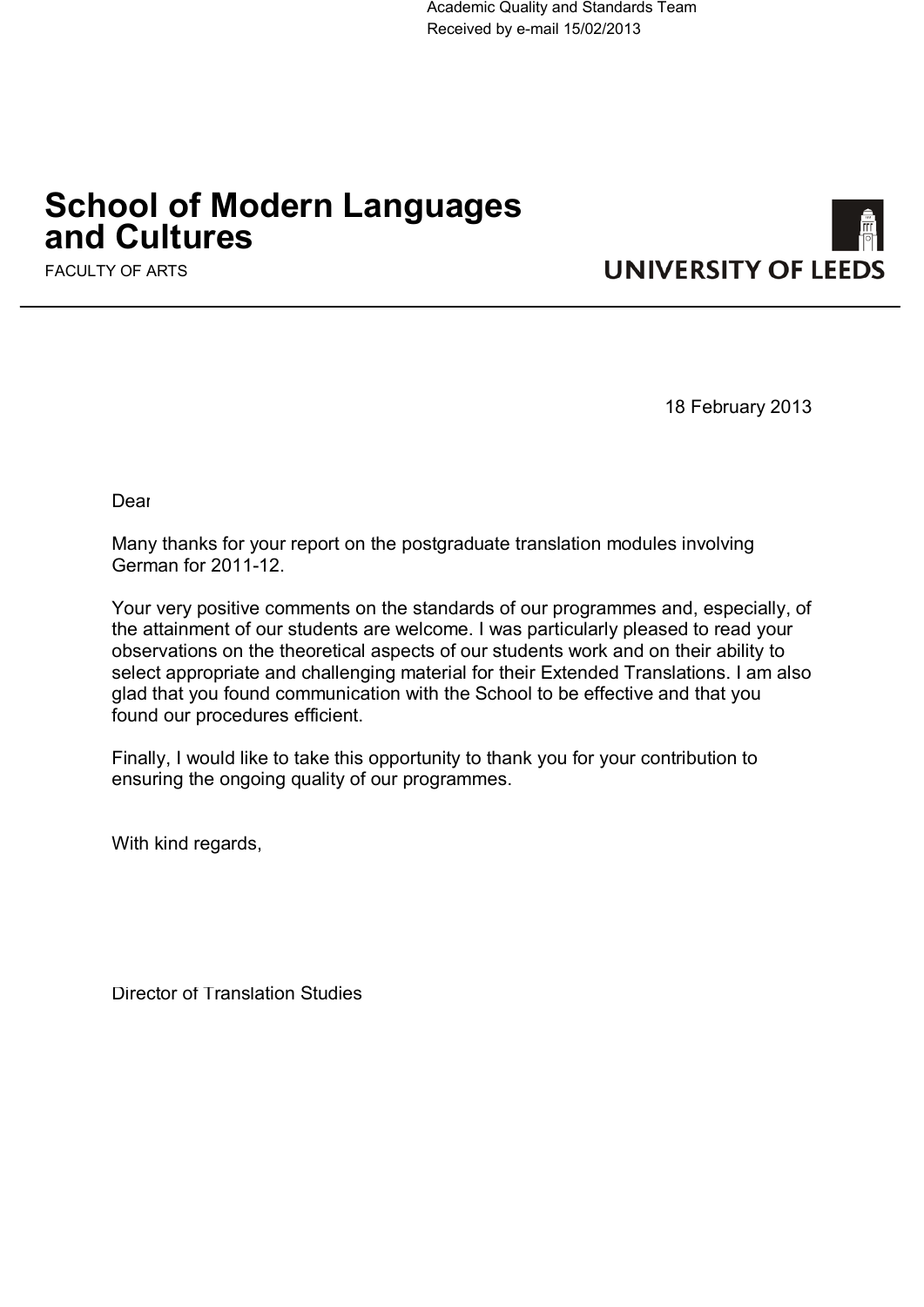Academic Quality and Standards Team
Received by e-mail 15/02/2013

# School of Modern Languages and Cultures

FACULTY OF ARTS

UNIVERSITY OF LEEDS

18 February 2013

Dear

Many thanks for your report on the postgraduate translation modules involving German for 2011-12.

Your very positive comments on the standards of our programmes and, especially, of the attainment of our students are welcome. I was particularly pleased to read your observations on the theoretical aspects of our students work and on their ability to select appropriate and challenging material for their Extended Translations. I am also glad that you found communication with the School to be effective and that you found our procedures efficient.

Finally, I would like to take this opportunity to thank you for your contribution to ensuring the ongoing quality of our programmes.

With kind regards,

Director of Translation Studies